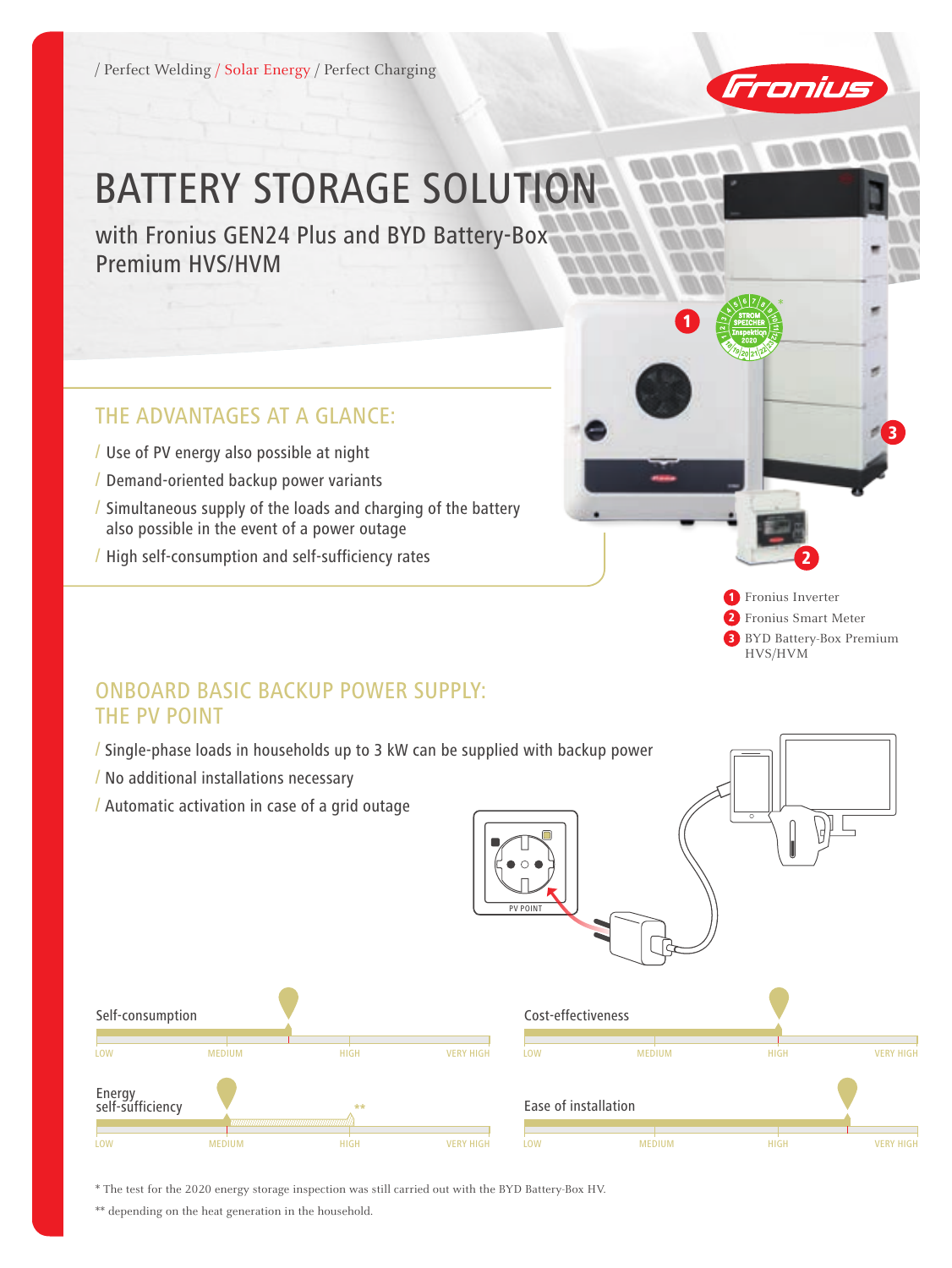/ Perfect Welding / Solar Energy / Perfect Charging

# BATTERY STORAGE SOLUTION

## with Fronius GEN24 Plus and BYD Battery-Box Premium HVS/HVM

### THE ADVANTAGES AT A GLANCE:

- Use of PV energy also possible at night
- Demand-oriented backup power variants
- Simultaneous supply of the loads and charging of the battery also possible in the event of a power outage
- High self-consumption and self-sufficiency rates

1 Fronius Inverter
2 Fronius Smart Meter
3 BYD Battery-Box Premium HVS/HVM

### ONBOARD BASIC BACKUP POWER SUPPLY: THE PV POINT

- Single-phase loads in households up to 3 kW can be supplied with backup power
- No additional installations necessary
- Automatic activation in case of a grid outage

PV POINT

Self-consumption: LOW – MEDIUM – HIGH – VERY HIGH

Energy self-sufficiency: LOW – MEDIUM – HIGH** – VERY HIGH

Cost-effectiveness: LOW – MEDIUM – HIGH – VERY HIGH

Ease of installation: LOW – MEDIUM – HIGH – VERY HIGH

\* The test for the 2020 energy storage inspection was still carried out with the BYD Battery-Box HV.

\*\* depending on the heat generation in the household.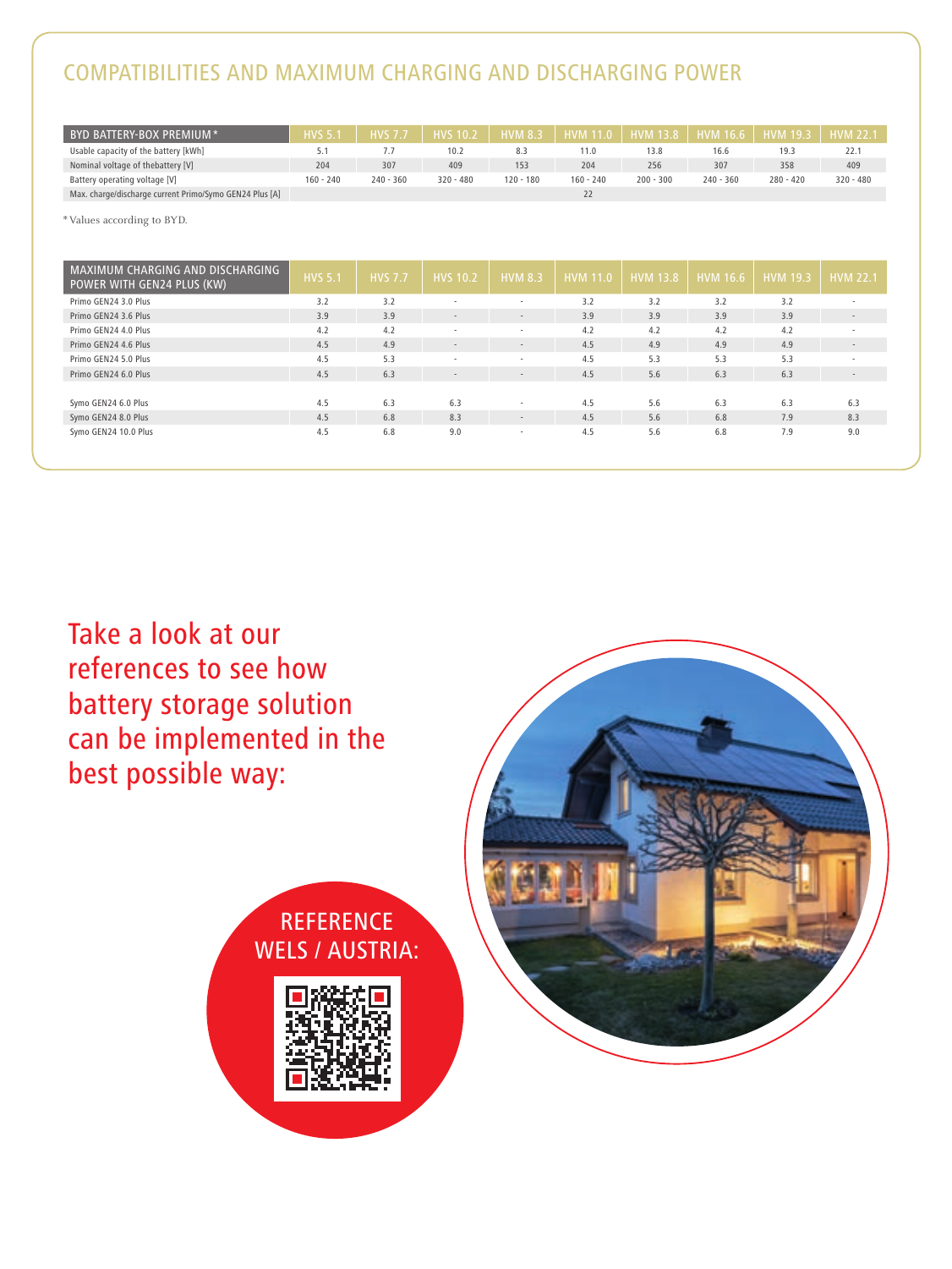## COMPATIBILITIES AND MAXIMUM CHARGING AND DISCHARGING POWER

| BYD BATTERY-BOX PREMIUM * | HVS 5.1 | HVS 7.7 | HVS 10.2 | HVM 8.3 | HVM 11.0 | HVM 13.8 | HVM 16.6 | HVM 19.3 | HVM 22.1 |
|---|---|---|---|---|---|---|---|---|---|
| Usable capacity of the battery [kWh] | 5.1 | 7.7 | 10.2 | 8.3 | 11.0 | 13.8 | 16.6 | 19.3 | 22.1 |
| Nominal voltage of thebattery [V] | 204 | 307 | 409 | 153 | 204 | 256 | 307 | 358 | 409 |
| Battery operating voltage [V] | 160 - 240 | 240 - 360 | 320 - 480 | 120 - 180 | 160 - 240 | 200 - 300 | 240 - 360 | 280 - 420 | 320 - 480 |
| Max. charge/discharge current Primo/Symo GEN24 Plus [A] | | | | | 22 | | | | |

* Values according to BYD.

| MAXIMUM CHARGING AND DISCHARGING POWER WITH GEN24 PLUS (KW) | HVS 5.1 | HVS 7.7 | HVS 10.2 | HVM 8.3 | HVM 11.0 | HVM 13.8 | HVM 16.6 | HVM 19.3 | HVM 22.1 |
|---|---|---|---|---|---|---|---|---|---|
| Primo GEN24 3.0 Plus | 3.2 | 3.2 | - | - | 3.2 | 3.2 | 3.2 | 3.2 | - |
| Primo GEN24 3.6 Plus | 3.9 | 3.9 | - | - | 3.9 | 3.9 | 3.9 | 3.9 | - |
| Primo GEN24 4.0 Plus | 4.2 | 4.2 | - | - | 4.2 | 4.2 | 4.2 | 4.2 | - |
| Primo GEN24 4.6 Plus | 4.5 | 4.9 | - | - | 4.5 | 4.9 | 4.9 | 4.9 | - |
| Primo GEN24 5.0 Plus | 4.5 | 5.3 | - | - | 4.5 | 5.3 | 5.3 | 5.3 | - |
| Primo GEN24 6.0 Plus | 4.5 | 6.3 | - | - | 4.5 | 5.6 | 6.3 | 6.3 | - |
| Symo GEN24 6.0 Plus | 4.5 | 6.3 | 6.3 | - | 4.5 | 5.6 | 6.3 | 6.3 | 6.3 |
| Symo GEN24 8.0 Plus | 4.5 | 6.8 | 8.3 | - | 4.5 | 5.6 | 6.8 | 7.9 | 8.3 |
| Symo GEN24 10.0 Plus | 4.5 | 6.8 | 9.0 | - | 4.5 | 5.6 | 6.8 | 7.9 | 9.0 |

Take a look at our references to see how battery storage solution can be implemented in the best possible way:

REFERENCE WELS / AUSTRIA: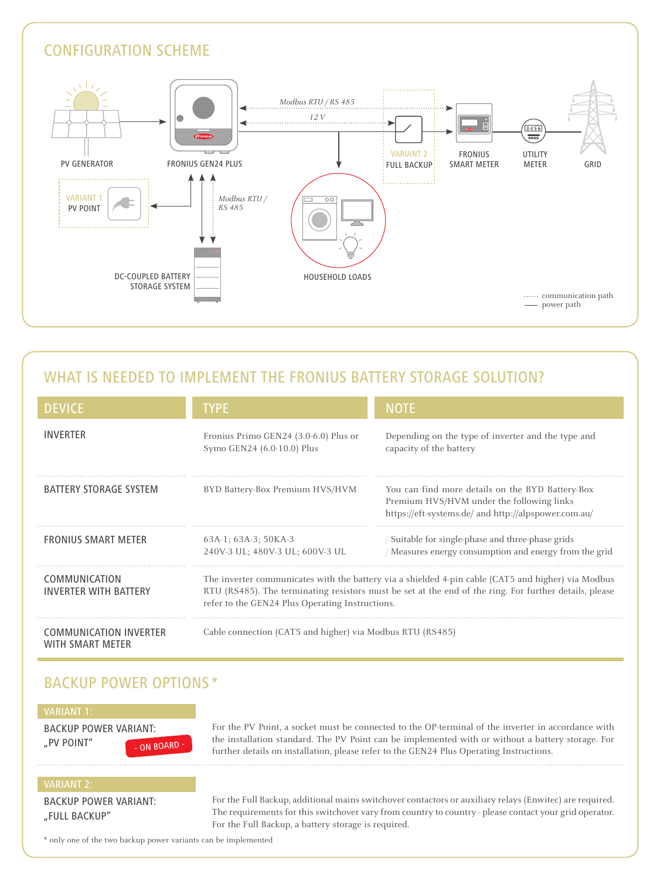## CONFIGURATION SCHEME

PV GENERATOR

FRONIUS GEN24 PLUS

*Modbus RTU / RS 485*

*12 V*

VARIANT 2
FULL BACKUP

FRONIUS
SMART METER

UTILITY
METER

GRID

VARIANT 1
PV POINT

*Modbus RTU / RS 485*

DC-COUPLED BATTERY
STORAGE SYSTEM

HOUSEHOLD LOADS

······ communication path
—— power path

## WHAT IS NEEDED TO IMPLEMENT THE FRONIUS BATTERY STORAGE SOLUTION?

| DEVICE | TYPE | NOTE |
|---|---|---|
| INVERTER | Fronius Primo GEN24 (3.0-6.0) Plus or Symo GEN24 (6.0-10.0) Plus | Depending on the type of inverter and the type and capacity of the battery |
| BATTERY STORAGE SYSTEM | BYD Battery-Box Premium HVS/HVM | You can find more details on the BYD Battery-Box Premium HVS/HVM under the following links https://eft-systems.de/ and http://alpspower.com.au/ |
| FRONIUS SMART METER | 63A-1; 63A-3; 50KA-3<br>240V-3 UL; 480V-3 UL; 600V-3 UL | / Suitable for single-phase and three-phase grids<br>/ Measures energy consumption and energy from the grid |
| COMMUNICATION INVERTER WITH BATTERY | The inverter communicates with the battery via a shielded 4-pin cable (CAT5 and higher) via Modbus RTU (RS485). The terminating resistors must be set at the end of the ring. For further details, please refer to the GEN24 Plus Operating Instructions. | |
| COMMUNICATION INVERTER WITH SMART METER | Cable connection (CAT5 and higher) via Modbus RTU (RS485) | |

## BACKUP POWER OPTIONS *

**VARIANT 1:**

BACKUP POWER VARIANT: „PV POINT" - ON BOARD -

For the PV Point, a socket must be connected to the OP-terminal of the inverter in accordance with the installation standard. The PV Point can be implemented with or without a battery storage. For further details on installation, please refer to the GEN24 Plus Operating Instructions.

**VARIANT 2:**

BACKUP POWER VARIANT: „FULL BACKUP"

For the Full Backup, additional mains switchover contactors or auxiliary relays (Enwitec) are required. The requirements for this switchover vary from country to country - please contact your grid operator. For the Full Backup, a battery storage is required.

* only one of the two backup power variants can be implemented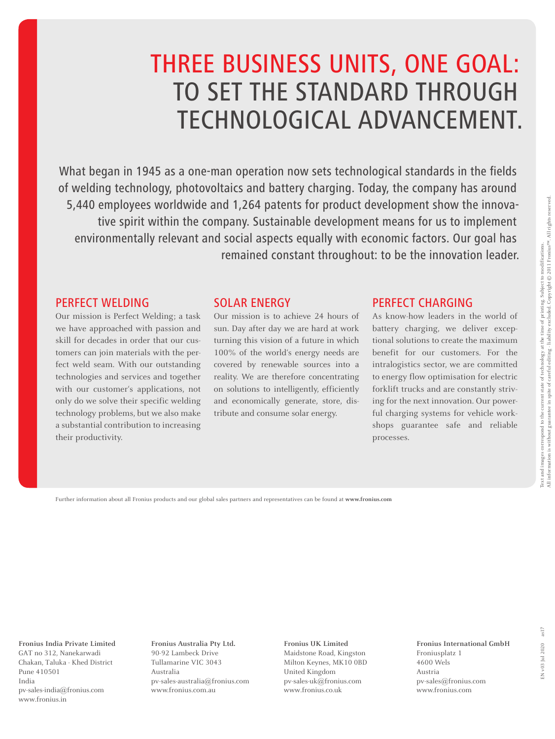# THREE BUSINESS UNITS, ONE GOAL: TO SET THE STANDARD THROUGH TECHNOLOGICAL ADVANCEMENT.

What began in 1945 as a one-man operation now sets technological standards in the fields of welding technology, photovoltaics and battery charging. Today, the company has around 5,440 employees worldwide and 1,264 patents for product development show the innovative spirit within the company. Sustainable development means for us to implement environmentally relevant and social aspects equally with economic factors. Our goal has remained constant throughout: to be the innovation leader.

## PERFECT WELDING

Our mission is Perfect Welding; a task we have approached with passion and skill for decades in order that our customers can join materials with the perfect weld seam. With our outstanding technologies and services and together with our customer's applications, not only do we solve their specific welding technology problems, but we also make a substantial contribution to increasing their productivity.

## SOLAR ENERGY

Our mission is to achieve 24 hours of sun. Day after day we are hard at work turning this vision of a future in which 100% of the world's energy needs are covered by renewable sources into a reality. We are therefore concentrating on solutions to intelligently, efficiently and economically generate, store, distribute and consume solar energy.

## PERFECT CHARGING

As know-how leaders in the world of battery charging, we deliver exceptional solutions to create the maximum benefit for our customers. For the intralogistics sector, we are committed to energy flow optimisation for electric forklift trucks and are constantly striving for the next innovation. Our powerful charging systems for vehicle workshops guarantee safe and reliable processes.

Text and images correspond to the current state of technology at the time of printing. Subject to modifications.
All information is without guarantee in spite of careful editing - liability excluded. Copyright © 2011 Fronius™. All rights reserved.

Further information about all Fronius products and our global sales partners and representatives can be found at **www.fronius.com**

**Fronius India Private Limited**
GAT no 312, Nanekarwadi
Chakan, Taluka - Khed District
Pune 410501
India
pv-sales-india@fronius.com
www.fronius.in

**Fronius Australia Pty Ltd.**
90-92 Lambeck Drive
Tullamarine VIC 3043
Australia
pv-sales-australia@fronius.com
www.fronius.com.au

**Fronius UK Limited**
Maidstone Road, Kingston
Milton Keynes, MK10 0BD
United Kingdom
pv-sales-uk@fronius.com
www.fronius.co.uk

**Fronius International GmbH**
Froniusplatz 1
4600 Wels
Austria
pv-sales@fronius.com
www.fronius.com

EN v03 Jul 2020 as17